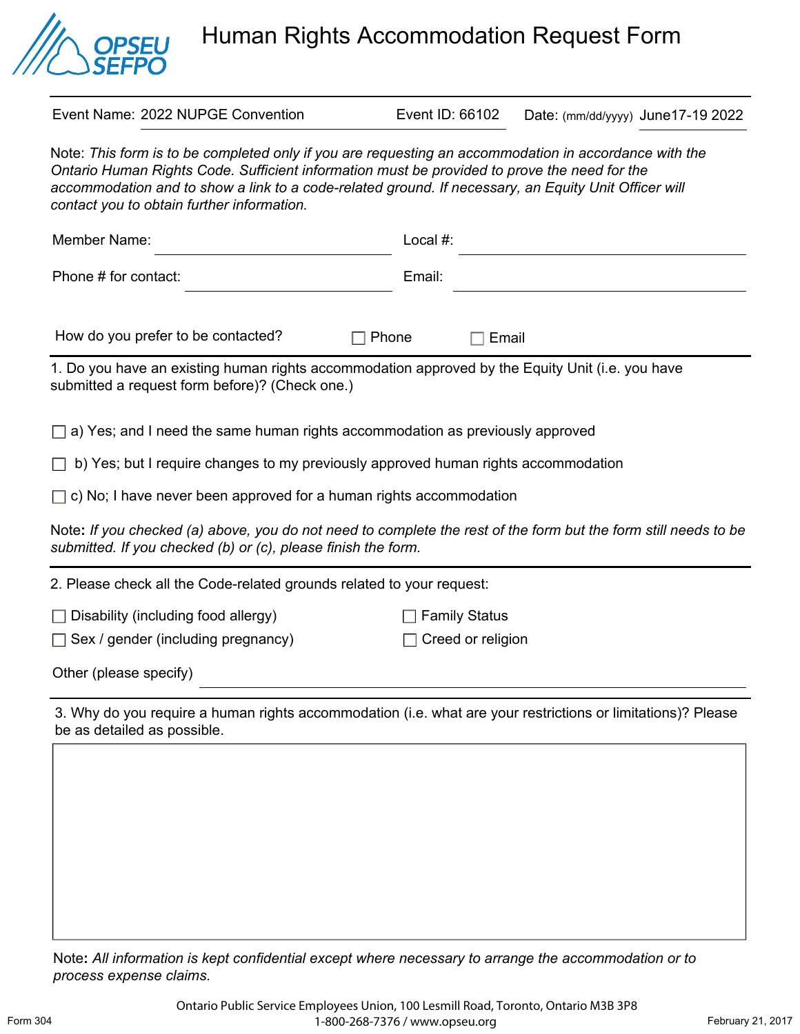# Human Rights Accommodation Request Form

Event Name: 2022 NUPGE Convention | Event ID: 66102 | Date: (mm/dd/yyyy) June17-19 2022

Note: *This form is to be completed only if you are requesting an accommodation in accordance with the Ontario Human Rights Code. Sufficient information must be provided to prove the need for the accommodation and to show a link to a code-related ground. If necessary, an Equity Unit Officer will contact you to obtain further information.*

Member Name: ____________________ Local #: ____________________

Phone # for contact: ____________________ Email: ____________________

How do you prefer to be contacted? ☐ Phone ☐ Email

1. Do you have an existing human rights accommodation approved by the Equity Unit (i.e. you have submitted a request form before)? (Check one.)

☐ a) Yes; and I need the same human rights accommodation as previously approved

☐ b) Yes; but I require changes to my previously approved human rights accommodation

☐ c) No; I have never been approved for a human rights accommodation

Note**:** *If you checked (a) above, you do not need to complete the rest of the form but the form still needs to be submitted. If you checked (b) or (c), please finish the form.*

2. Please check all the Code-related grounds related to your request:

☐ Disability (including food allergy)

☐ Family Status

☐ Sex / gender (including pregnancy)

☐ Creed or religion

Other (please specify) ____________________

3. Why do you require a human rights accommodation (i.e. what are your restrictions or limitations)? Please be as detailed as possible.

Note**:** *All information is kept confidential except where necessary to arrange the accommodation or to process expense claims.*

Ontario Public Service Employees Union, 100 Lesmill Road, Toronto, Ontario M3B 3P8
1-800-268-7376 / www.opseu.org

Form 304 | February 21, 2017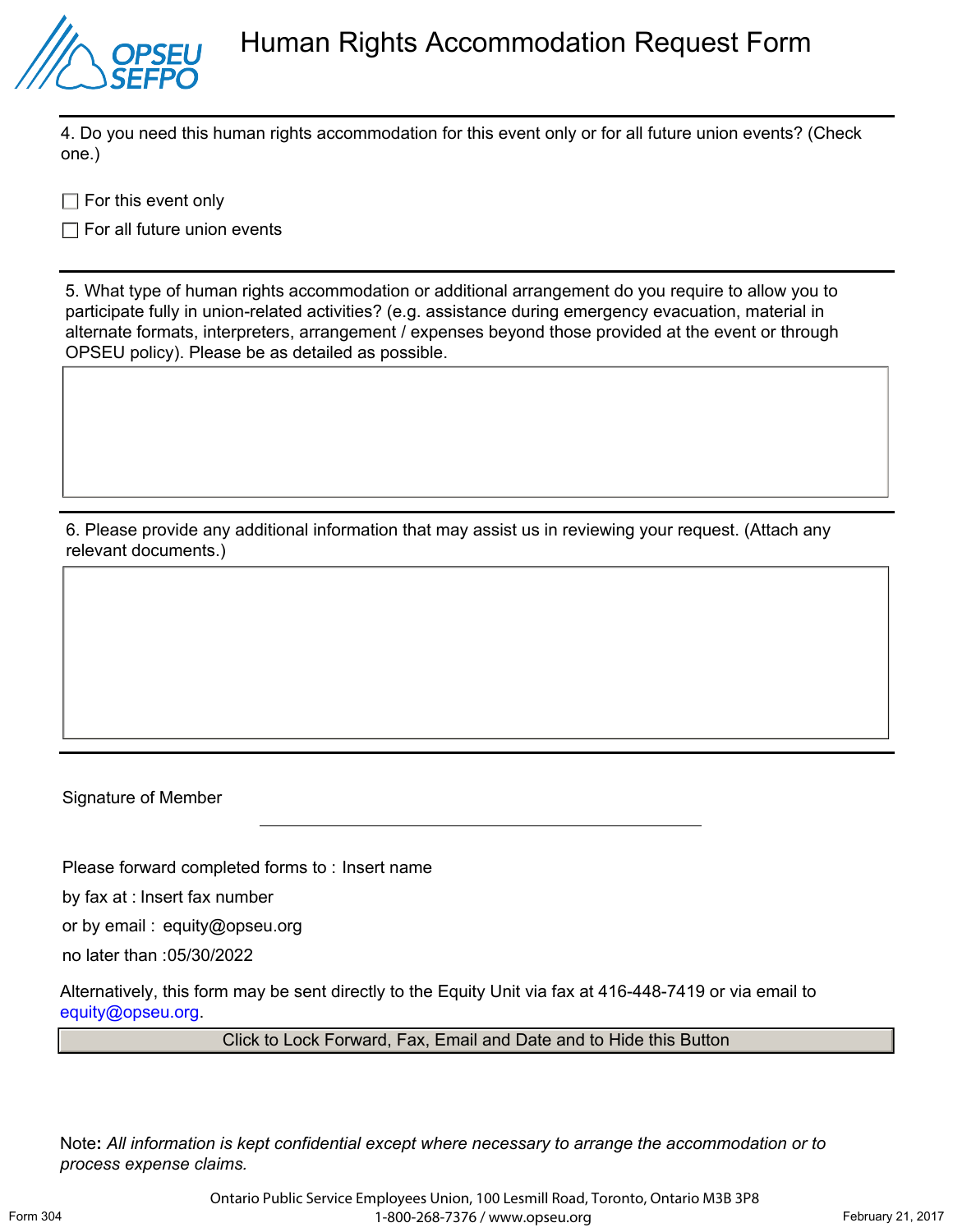# Human Rights Accommodation Request Form

4. Do you need this human rights accommodation for this event only or for all future union events? (Check one.)

☐ For this event only

☐ For all future union events

5. What type of human rights accommodation or additional arrangement do you require to allow you to participate fully in union-related activities? (e.g. assistance during emergency evacuation, material in alternate formats, interpreters, arrangement / expenses beyond those provided at the event or through OPSEU policy). Please be as detailed as possible.

6. Please provide any additional information that may assist us in reviewing your request. (Attach any relevant documents.)

Signature of Member \_\_\_\_\_\_\_\_\_\_\_\_\_\_\_\_\_\_\_\_\_\_\_\_\_\_\_\_\_\_\_\_\_\_\_\_\_\_

Please forward completed forms to : Insert name

by fax at : Insert fax number

or by email : equity@opseu.org

no later than :05/30/2022

Alternatively, this form may be sent directly to the Equity Unit via fax at 416-448-7419 or via email to equity@opseu.org.

Click to Lock Forward, Fax, Email and Date and to Hide this Button

Note: *All information is kept confidential except where necessary to arrange the accommodation or to process expense claims.*

Form 304

Ontario Public Service Employees Union, 100 Lesmill Road, Toronto, Ontario M3B 3P8
1-800-268-7376 / www.opseu.org

February 21, 2017